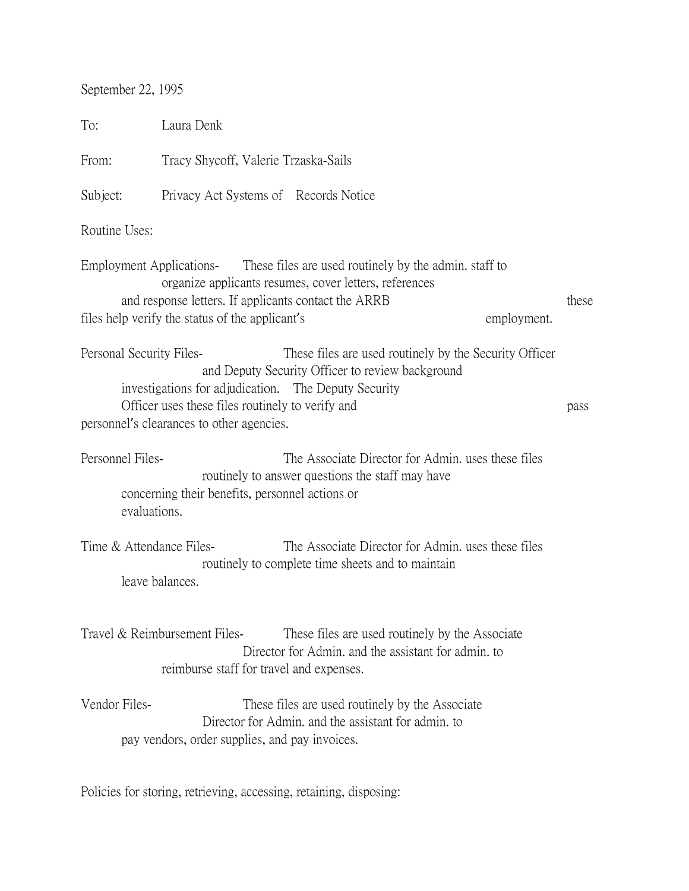September 22, 1995

To: Laura Denk

From: Tracy Shycoff, Valerie Trzaska-Sails

Subject: Privacy Act Systems of Records Notice

Routine Uses:

Employment Applications- These files are used routinely by the admin. staff to organize applicants resumes, cover letters, references and response letters. If applicants contact the ARRB these files help verify the status of the applicant's employment.

Personal Security Files- These files are used routinely by the Security Officer and Deputy Security Officer to review background investigations for adjudication. The Deputy Security Officer uses these files routinely to verify and pass personnel's clearances to other agencies.

Personnel Files- The Associate Director for Admin. uses these files routinely to answer questions the staff may have concerning their benefits, personnel actions or evaluations.

Time & Attendance Files- The Associate Director for Admin. uses these files routinely to complete time sheets and to maintain leave balances.

Travel & Reimbursement Files- These files are used routinely by the Associate Director for Admin. and the assistant for admin. to reimburse staff for travel and expenses.

Vendor Files- These files are used routinely by the Associate Director for Admin. and the assistant for admin. to pay vendors, order supplies, and pay invoices.

Policies for storing, retrieving, accessing, retaining, disposing: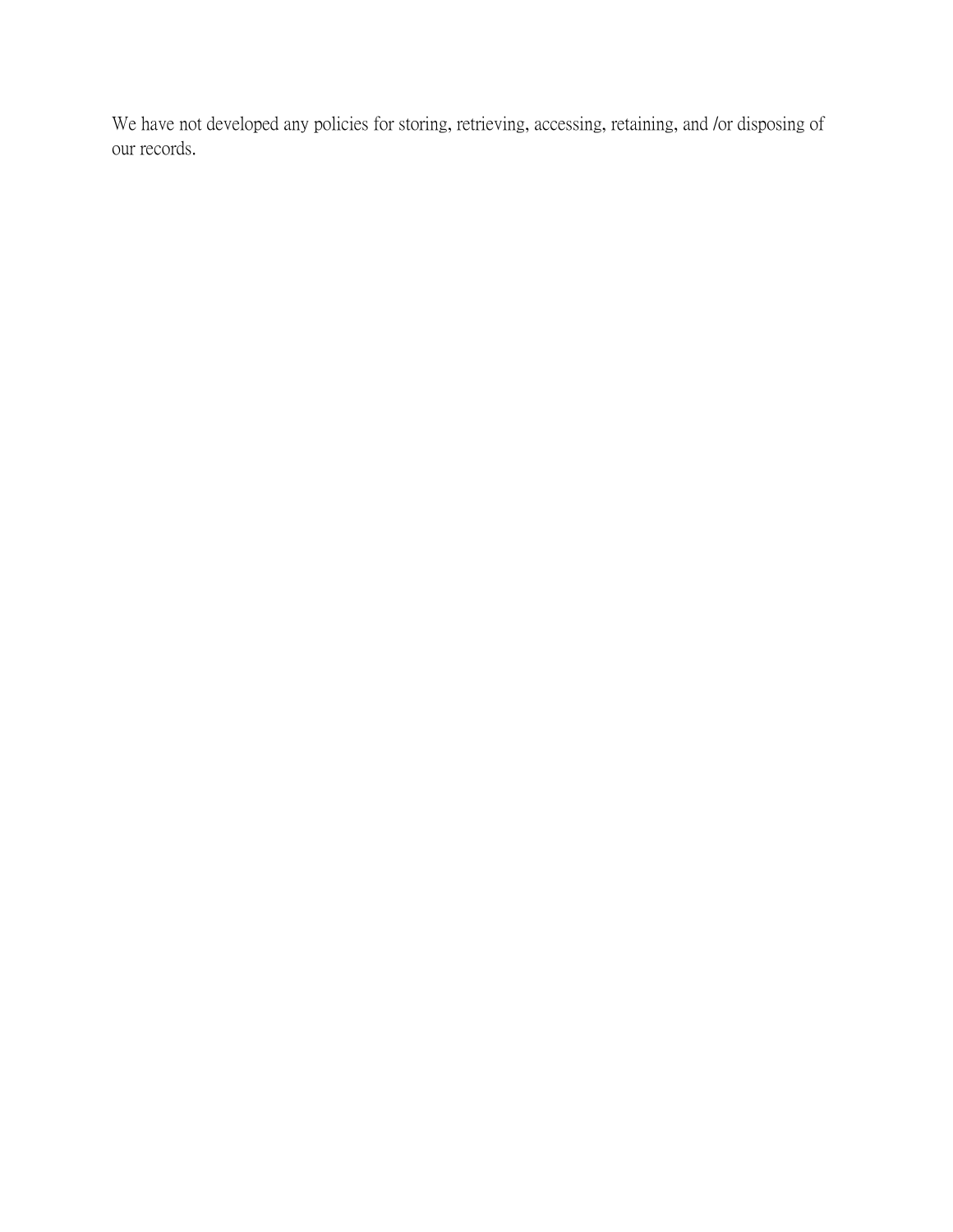We have not developed any policies for storing, retrieving, accessing, retaining, and /or disposing of our records.